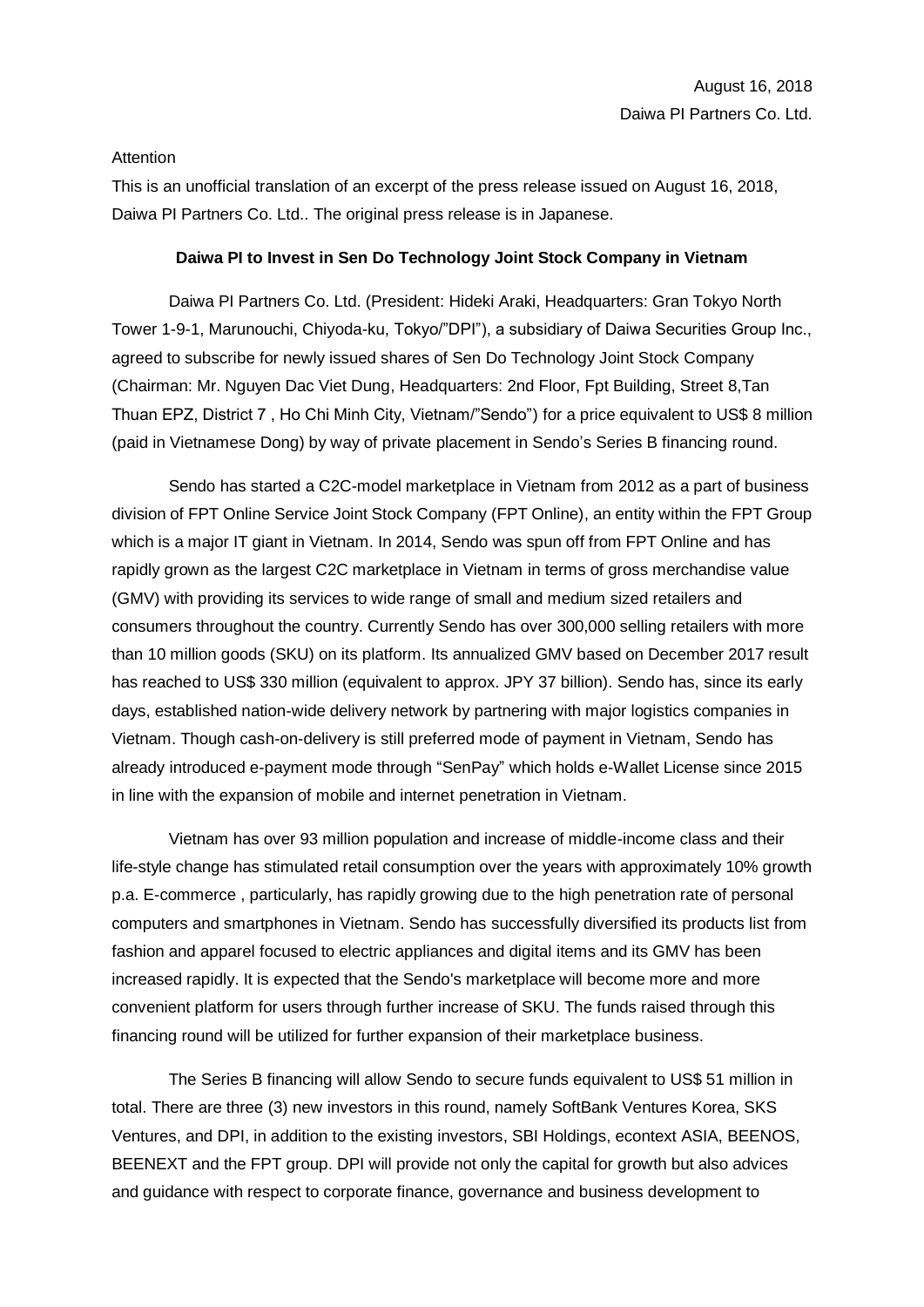August 16, 2018
Daiwa PI Partners Co. Ltd.

Attention

This is an unofficial translation of an excerpt of the press release issued on August 16, 2018, Daiwa PI Partners Co. Ltd.. The original press release is in Japanese.

**Daiwa PI to Invest in Sen Do Technology Joint Stock Company in Vietnam**

Daiwa PI Partners Co. Ltd. (President: Hideki Araki, Headquarters: Gran Tokyo North Tower 1-9-1, Marunouchi, Chiyoda-ku, Tokyo/"DPI"), a subsidiary of Daiwa Securities Group Inc., agreed to subscribe for newly issued shares of Sen Do Technology Joint Stock Company (Chairman: Mr. Nguyen Dac Viet Dung, Headquarters: 2nd Floor, Fpt Building, Street 8,Tan Thuan EPZ, District 7 , Ho Chi Minh City, Vietnam/"Sendo") for a price equivalent to US$ 8 million (paid in Vietnamese Dong) by way of private placement in Sendo's Series B financing round.

Sendo has started a C2C-model marketplace in Vietnam from 2012 as a part of business division of FPT Online Service Joint Stock Company (FPT Online), an entity within the FPT Group which is a major IT giant in Vietnam. In 2014, Sendo was spun off from FPT Online and has rapidly grown as the largest C2C marketplace in Vietnam in terms of gross merchandise value (GMV) with providing its services to wide range of small and medium sized retailers and consumers throughout the country. Currently Sendo has over 300,000 selling retailers with more than 10 million goods (SKU) on its platform. Its annualized GMV based on December 2017 result has reached to US$ 330 million (equivalent to approx. JPY 37 billion). Sendo has, since its early days, established nation-wide delivery network by partnering with major logistics companies in Vietnam. Though cash-on-delivery is still preferred mode of payment in Vietnam, Sendo has already introduced e-payment mode through "SenPay" which holds e-Wallet License since 2015 in line with the expansion of mobile and internet penetration in Vietnam.

Vietnam has over 93 million population and increase of middle-income class and their life-style change has stimulated retail consumption over the years with approximately 10% growth p.a. E-commerce , particularly, has rapidly growing due to the high penetration rate of personal computers and smartphones in Vietnam. Sendo has successfully diversified its products list from fashion and apparel focused to electric appliances and digital items and its GMV has been increased rapidly. It is expected that the Sendo's marketplace will become more and more convenient platform for users through further increase of SKU. The funds raised through this financing round will be utilized for further expansion of their marketplace business.

The Series B financing will allow Sendo to secure funds equivalent to US$ 51 million in total. There are three (3) new investors in this round, namely SoftBank Ventures Korea, SKS Ventures, and DPI, in addition to the existing investors, SBI Holdings, econtext ASIA, BEENOS, BEENEXT and the FPT group. DPI will provide not only the capital for growth but also advices and guidance with respect to corporate finance, governance and business development to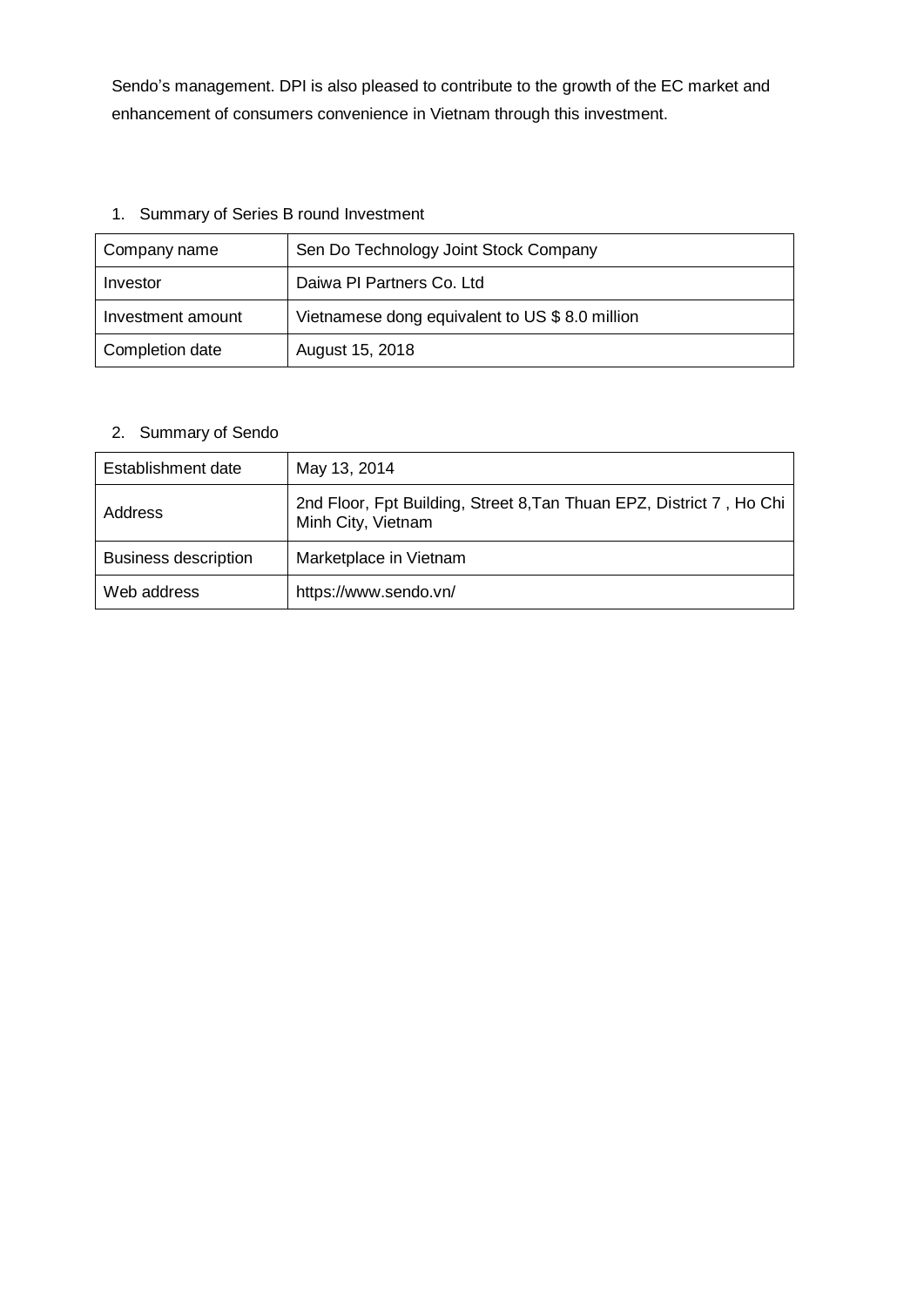Sendo's management. DPI is also pleased to contribute to the growth of the EC market and enhancement of consumers convenience in Vietnam through this investment.

1. Summary of Series B round Investment

| | |
|---|---|
| Company name | Sen Do Technology Joint Stock Company |
| Investor | Daiwa PI Partners Co. Ltd |
| Investment amount | Vietnamese dong equivalent to US $ 8.0 million |
| Completion date | August 15, 2018 |

2. Summary of Sendo

| | |
|---|---|
| Establishment date | May 13, 2014 |
| Address | 2nd Floor, Fpt Building, Street 8,Tan Thuan EPZ, District 7 , Ho Chi Minh City, Vietnam |
| Business description | Marketplace in Vietnam |
| Web address | https://www.sendo.vn/ |